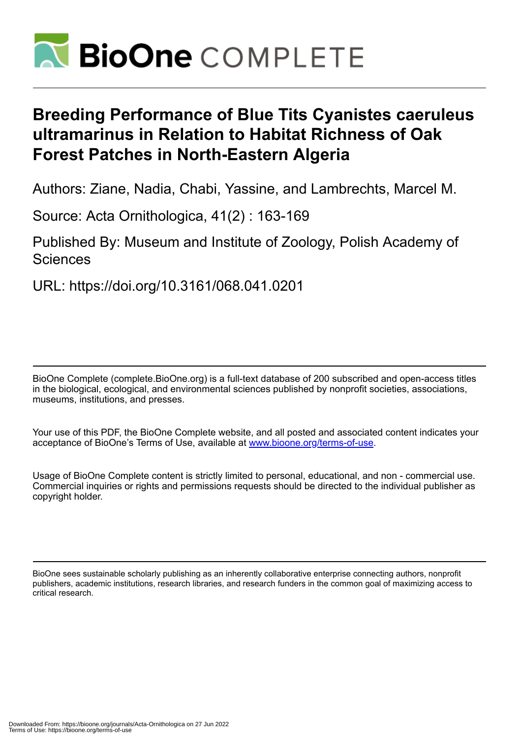# Breeding Performance of Blue Tits Cyanistes caeruleus ultramarinus in Relation to Habitat Richness of Oak Forest Patches in North-Eastern Algeria

Authors: Ziane, Nadia, Chabi, Yassine, and Lambrechts, Marcel M.

Source: Acta Ornithologica, 41(2) : 163-169

Published By: Museum and Institute of Zoology, Polish Academy of Sciences

URL: https://doi.org/10.3161/068.041.0201

BioOne Complete (complete.BioOne.org) is a full-text database of 200 subscribed and open-access titles in the biological, ecological, and environmental sciences published by nonprofit societies, associations, museums, institutions, and presses.

Your use of this PDF, the BioOne Complete website, and all posted and associated content indicates your acceptance of BioOne's Terms of Use, available at www.bioone.org/terms-of-use.

Usage of BioOne Complete content is strictly limited to personal, educational, and non - commercial use. Commercial inquiries or rights and permissions requests should be directed to the individual publisher as copyright holder.

BioOne sees sustainable scholarly publishing as an inherently collaborative enterprise connecting authors, nonprofit publishers, academic institutions, research libraries, and research funders in the common goal of maximizing access to critical research.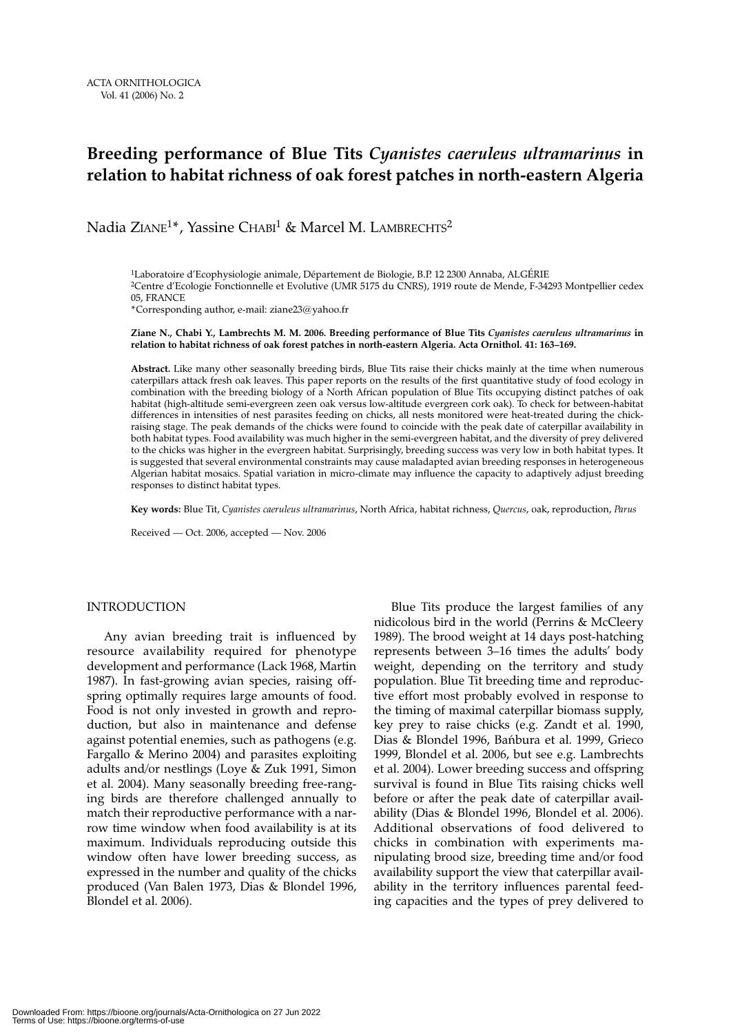# Breeding performance of Blue Tits *Cyanistes caeruleus ultramarinus* in relation to habitat richness of oak forest patches in north-eastern Algeria

Nadia Ziane[1]*, Yassine Chabi[1] & Marcel M. Lambrechts[2]

[1]Laboratoire d'Ecophysiologie animale, Département de Biologie, B.P. 12 2300 Annaba, ALGÉRIE
[2]Centre d'Ecologie Fonctionnelle et Evolutive (UMR 5175 du CNRS), 1919 route de Mende, F-34293 Montpellier cedex 05, FRANCE
*Corresponding author, e-mail: ziane23@yahoo.fr

**Ziane N., Chabi Y., Lambrechts M. M. 2006. Breeding performance of Blue Tits *Cyanistes caeruleus ultramarinus* in relation to habitat richness of oak forest patches in north-eastern Algeria. Acta Ornithol. 41: 163–169.**

**Abstract.** Like many other seasonally breeding birds, Blue Tits raise their chicks mainly at the time when numerous caterpillars attack fresh oak leaves. This paper reports on the results of the first quantitative study of food ecology in combination with the breeding biology of a North African population of Blue Tits occupying distinct patches of oak habitat (high-altitude semi-evergreen zeen oak versus low-altitude evergreen cork oak). To check for between-habitat differences in intensities of nest parasites feeding on chicks, all nests monitored were heat-treated during the chick-raising stage. The peak demands of the chicks were found to coincide with the peak date of caterpillar availability in both habitat types. Food availability was much higher in the semi-evergreen habitat, and the diversity of prey delivered to the chicks was higher in the evergreen habitat. Surprisingly, breeding success was very low in both habitat types. It is suggested that several environmental constraints may cause maladapted avian breeding responses in heterogeneous Algerian habitat mosaics. Spatial variation in micro-climate may influence the capacity to adaptively adjust breeding responses to distinct habitat types.

**Key words:** Blue Tit, *Cyanistes caeruleus ultramarinus*, North Africa, habitat richness, *Quercus*, oak, reproduction, *Parus*

Received — Oct. 2006, accepted — Nov. 2006

## INTRODUCTION

Any avian breeding trait is influenced by resource availability required for phenotype development and performance (Lack 1968, Martin 1987). In fast-growing avian species, raising offspring optimally requires large amounts of food. Food is not only invested in growth and reproduction, but also in maintenance and defense against potential enemies, such as pathogens (e.g. Fargallo & Merino 2004) and parasites exploiting adults and/or nestlings (Loye & Zuk 1991, Simon et al. 2004). Many seasonally breeding free-ranging birds are therefore challenged annually to match their reproductive performance with a narrow time window when food availability is at its maximum. Individuals reproducing outside this window often have lower breeding success, as expressed in the number and quality of the chicks produced (Van Balen 1973, Dias & Blondel 1996, Blondel et al. 2006).

Blue Tits produce the largest families of any nidicolous bird in the world (Perrins & McCleery 1989). The brood weight at 14 days post-hatching represents between 3–16 times the adults' body weight, depending on the territory and study population. Blue Tit breeding time and reproductive effort most probably evolved in response to the timing of maximal caterpillar biomass supply, key prey to raise chicks (e.g. Zandt et al. 1990, Dias & Blondel 1996, Bańbura et al. 1999, Grieco 1999, Blondel et al. 2006, but see e.g. Lambrechts et al. 2004). Lower breeding success and offspring survival is found in Blue Tits raising chicks well before or after the peak date of caterpillar availability (Dias & Blondel 1996, Blondel et al. 2006). Additional observations of food delivered to chicks in combination with experiments manipulating brood size, breeding time and/or food availability support the view that caterpillar availability in the territory influences parental feeding capacities and the types of prey delivered to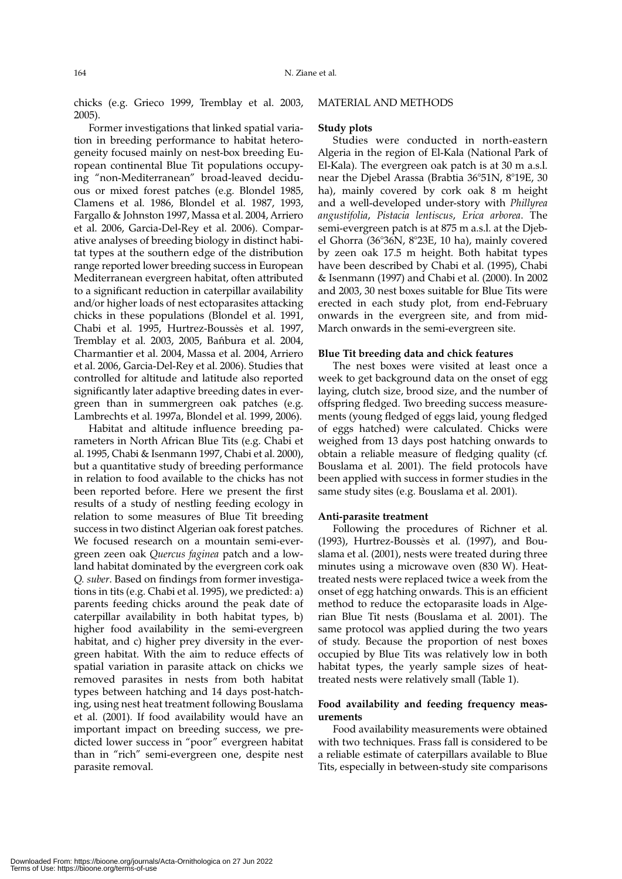chicks (e.g. Grieco 1999, Tremblay et al. 2003, 2005).

Former investigations that linked spatial variation in breeding performance to habitat heterogeneity focused mainly on nest-box breeding European continental Blue Tit populations occupying "non-Mediterranean" broad-leaved deciduous or mixed forest patches (e.g. Blondel 1985, Clamens et al. 1986, Blondel et al. 1987, 1993, Fargallo & Johnston 1997, Massa et al. 2004, Arriero et al. 2006, Garcia-Del-Rey et al. 2006). Comparative analyses of breeding biology in distinct habitat types at the southern edge of the distribution range reported lower breeding success in European Mediterranean evergreen habitat, often attributed to a significant reduction in caterpillar availability and/or higher loads of nest ectoparasites attacking chicks in these populations (Blondel et al. 1991, Chabi et al. 1995, Hurtrez-Boussès et al. 1997, Tremblay et al. 2003, 2005, Bańbura et al. 2004, Charmantier et al. 2004, Massa et al. 2004, Arriero et al. 2006, Garcia-Del-Rey et al. 2006). Studies that controlled for altitude and latitude also reported significantly later adaptive breeding dates in evergreen than in summergreen oak patches (e.g. Lambrechts et al. 1997a, Blondel et al. 1999, 2006).

Habitat and altitude influence breeding parameters in North African Blue Tits (e.g. Chabi et al. 1995, Chabi & Isenmann 1997, Chabi et al. 2000), but a quantitative study of breeding performance in relation to food available to the chicks has not been reported before. Here we present the first results of a study of nestling feeding ecology in relation to some measures of Blue Tit breeding success in two distinct Algerian oak forest patches. We focused research on a mountain semi-evergreen zeen oak *Quercus faginea* patch and a lowland habitat dominated by the evergreen cork oak *Q. suber*. Based on findings from former investigations in tits (e.g. Chabi et al. 1995), we predicted: a) parents feeding chicks around the peak date of caterpillar availability in both habitat types, b) higher food availability in the semi-evergreen habitat, and c) higher prey diversity in the evergreen habitat. With the aim to reduce effects of spatial variation in parasite attack on chicks we removed parasites in nests from both habitat types between hatching and 14 days post-hatching, using nest heat treatment following Bouslama et al. (2001). If food availability would have an important impact on breeding success, we predicted lower success in "poor" evergreen habitat than in "rich" semi-evergreen one, despite nest parasite removal.

## MATERIAL AND METHODS

### Study plots

Studies were conducted in north-eastern Algeria in the region of El-Kala (National Park of El-Kala). The evergreen oak patch is at 30 m a.s.l. near the Djebel Arassa (Brabtia 36°51N, 8°19E, 30 ha), mainly covered by cork oak 8 m height and a well-developed under-story with *Phillyrea angustifolia*, *Pistacia lentiscus*, *Erica arborea*. The semi-evergreen patch is at 875 m a.s.l. at the Djebel Ghorra (36°36N, 8°23E, 10 ha), mainly covered by zeen oak 17.5 m height. Both habitat types have been described by Chabi et al. (1995), Chabi & Isenmann (1997) and Chabi et al. (2000). In 2002 and 2003, 30 nest boxes suitable for Blue Tits were erected in each study plot, from end-February onwards in the evergreen site, and from mid-March onwards in the semi-evergreen site.

### Blue Tit breeding data and chick features

The nest boxes were visited at least once a week to get background data on the onset of egg laying, clutch size, brood size, and the number of offspring fledged. Two breeding success measurements (young fledged of eggs laid, young fledged of eggs hatched) were calculated. Chicks were weighed from 13 days post hatching onwards to obtain a reliable measure of fledging quality (cf. Bouslama et al. 2001). The field protocols have been applied with success in former studies in the same study sites (e.g. Bouslama et al. 2001).

### Anti-parasite treatment

Following the procedures of Richner et al. (1993), Hurtrez-Boussès et al. (1997), and Bouslama et al. (2001), nests were treated during three minutes using a microwave oven (830 W). Heat-treated nests were replaced twice a week from the onset of egg hatching onwards. This is an efficient method to reduce the ectoparasite loads in Algerian Blue Tit nests (Bouslama et al. 2001). The same protocol was applied during the two years of study. Because the proportion of nest boxes occupied by Blue Tits was relatively low in both habitat types, the yearly sample sizes of heat-treated nests were relatively small (Table 1).

### Food availability and feeding frequency measurements

Food availability measurements were obtained with two techniques. Frass fall is considered to be a reliable estimate of caterpillars available to Blue Tits, especially in between-study site comparisons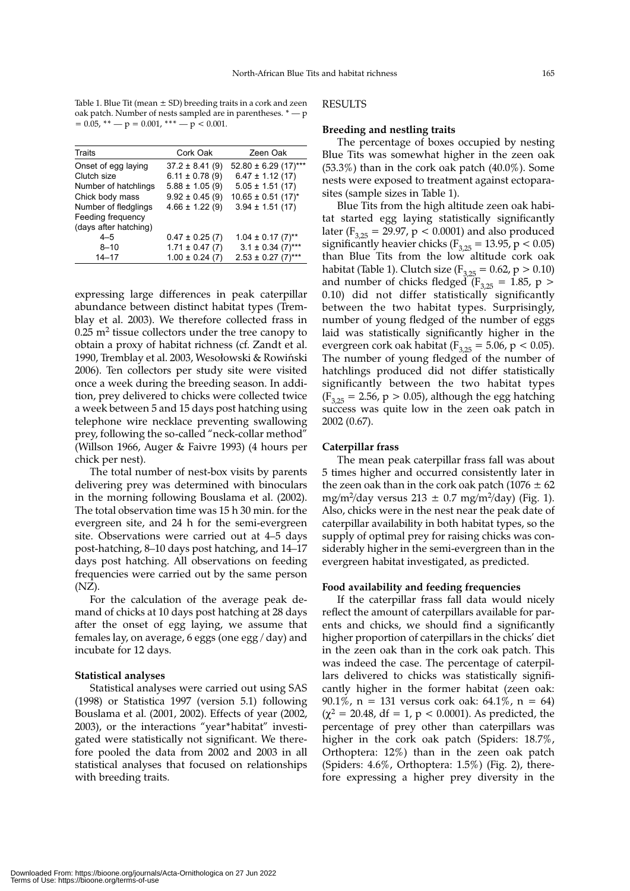Table 1. Blue Tit (mean ± SD) breeding traits in a cork and zeen oak patch. Number of nests sampled are in parentheses. * — p = 0.05, ** — p = 0.001, *** — p < 0.001.

| Traits | Cork Oak | Zeen Oak |
|---|---|---|
| Onset of egg laying | 37.2 ± 8.41 (9) | 52.80 ± 6.29 (17)*** |
| Clutch size | 6.11 ± 0.78 (9) | 6.47 ± 1.12 (17) |
| Number of hatchlings | 5.88 ± 1.05 (9) | 5.05 ± 1.51 (17) |
| Chick body mass | 9.92 ± 0.45 (9) | 10.65 ± 0.51 (17)* |
| Number of fledglings | 4.66 ± 1.22 (9) | 3.94 ± 1.51 (17) |
| Feeding frequency (days after hatching) | | |
| 4–5 | 0.47 ± 0.25 (7) | 1.04 ± 0.17 (7)** |
| 8–10 | 1.71 ± 0.47 (7) | 3.1 ± 0.34 (7)*** |
| 14–17 | 1.00 ± 0.24 (7) | 2.53 ± 0.27 (7)*** |

expressing large differences in peak caterpillar abundance between distinct habitat types (Tremblay et al. 2003). We therefore collected frass in 0.25 $m^2$ tissue collectors under the tree canopy to obtain a proxy of habitat richness (cf. Zandt et al. 1990, Tremblay et al. 2003, Wesołowski & Rowiński 2006). Ten collectors per study site were visited once a week during the breeding season. In addition, prey delivered to chicks were collected twice a week between 5 and 15 days post hatching using telephone wire necklace preventing swallowing prey, following the so-called "neck-collar method" (Willson 1966, Auger & Faivre 1993) (4 hours per chick per nest).

The total number of nest-box visits by parents delivering prey was determined with binoculars in the morning following Bouslama et al. (2002). The total observation time was 15 h 30 min. for the evergreen site, and 24 h for the semi-evergreen site. Observations were carried out at 4–5 days post-hatching, 8–10 days post hatching, and 14–17 days post hatching. All observations on feeding frequencies were carried out by the same person (NZ).

For the calculation of the average peak demand of chicks at 10 days post hatching at 28 days after the onset of egg laying, we assume that females lay, on average, 6 eggs (one egg / day) and incubate for 12 days.

### Statistical analyses

Statistical analyses were carried out using SAS (1998) or Statistica 1997 (version 5.1) following Bouslama et al. (2001, 2002). Effects of year (2002, 2003), or the interactions "year*habitat" investigated were statistically not significant. We therefore pooled the data from 2002 and 2003 in all statistical analyses that focused on relationships with breeding traits.

## RESULTS

### Breeding and nestling traits

The percentage of boxes occupied by nesting Blue Tits was somewhat higher in the zeen oak (53.3%) than in the cork oak patch (40.0%). Some nests were exposed to treatment against ectoparasites (sample sizes in Table 1).

Blue Tits from the high altitude zeen oak habitat started egg laying statistically significantly later ($F_{3,25} = 29.97$, $p < 0.0001$) and also produced significantly heavier chicks ($F_{3,25} = 13.95$, $p < 0.05$) than Blue Tits from the low altitude cork oak habitat (Table 1). Clutch size ($F_{3,25} = 0.62$, $p > 0.10$) and number of chicks fledged ($F_{3,25} = 1.85$, $p > 0.10$) did not differ statistically significantly between the two habitat types. Surprisingly, number of young fledged of the number of eggs laid was statistically significantly higher in the evergreen cork oak habitat ($F_{3,25} = 5.06$, $p < 0.05$). The number of young fledged of the number of hatchlings produced did not differ statistically significantly between the two habitat types ($F_{3,25} = 2.56$, $p > 0.05$), although the egg hatching success was quite low in the zeen oak patch in 2002 (0.67).

### Caterpillar frass

The mean peak caterpillar frass fall was about 5 times higher and occurred consistently later in the zeen oak than in the cork oak patch (1076 ± 62 $mg/m^2$/day versus 213 ± 0.7 $mg/m^2$/day) (Fig. 1). Also, chicks were in the nest near the peak date of caterpillar availability in both habitat types, so the supply of optimal prey for raising chicks was considerably higher in the semi-evergreen than in the evergreen habitat investigated, as predicted.

### Food availability and feeding frequencies

If the caterpillar frass fall data would nicely reflect the amount of caterpillars available for parents and chicks, we should find a significantly higher proportion of caterpillars in the chicks' diet in the zeen oak than in the cork oak patch. This was indeed the case. The percentage of caterpillars delivered to chicks was statistically significantly higher in the former habitat (zeen oak: 90.1%, n = 131 versus cork oak: 64.1%, n = 64) ($\chi^2 = 20.48$, df = 1, $p < 0.0001$). As predicted, the percentage of prey other than caterpillars was higher in the cork oak patch (Spiders: 18.7%, Orthoptera: 12%) than in the zeen oak patch (Spiders: 4.6%, Orthoptera: 1.5%) (Fig. 2), therefore expressing a higher prey diversity in the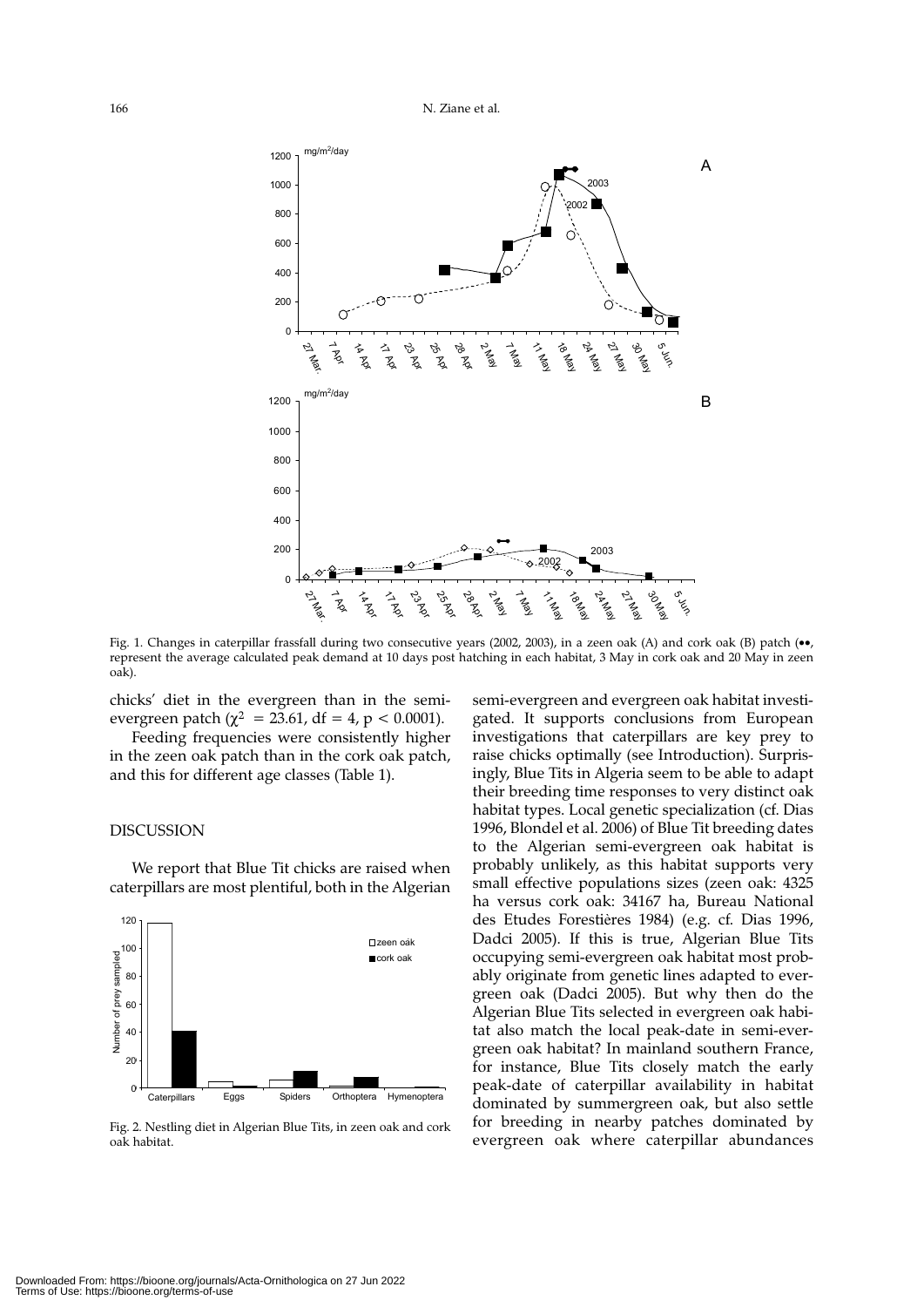Fig. 1. Changes in caterpillar frassfall during two consecutive years (2002, 2003), in a zeen oak (A) and cork oak (B) patch (••, represent the average calculated peak demand at 10 days post hatching in each habitat, 3 May in cork oak and 20 May in zeen oak).

chicks' diet in the evergreen than in the semi-evergreen patch ($\chi^2 = 23.61$, df = 4, $p < 0.0001$).

Feeding frequencies were consistently higher in the zeen oak patch than in the cork oak patch, and this for different age classes (Table 1).

## DISCUSSION

We report that Blue Tit chicks are raised when caterpillars are most plentiful, both in the Algerian semi-evergreen and evergreen oak habitat investigated. It supports conclusions from European investigations that caterpillars are key prey to raise chicks optimally (see Introduction). Surprisingly, Blue Tits in Algeria seem to be able to adapt their breeding time responses to very distinct oak habitat types. Local genetic specialization (cf. Dias 1996, Blondel et al. 2006) of Blue Tit breeding dates to the Algerian semi-evergreen oak habitat is probably unlikely, as this habitat supports very small effective populations sizes (zeen oak: 4325 ha versus cork oak: 34167 ha, Bureau National des Etudes Forestières 1984) (e.g. cf. Dias 1996, Dadci 2005). If this is true, Algerian Blue Tits occupying semi-evergreen oak habitat most probably originate from genetic lines adapted to evergreen oak (Dadci 2005). But why then do the Algerian Blue Tits selected in evergreen oak habitat also match the local peak-date in semi-evergreen oak habitat? In mainland southern France, for instance, Blue Tits closely match the early peak-date of caterpillar availability in habitat dominated by summergreen oak, but also settle for breeding in nearby patches dominated by evergreen oak where caterpillar abundances

Fig. 2. Nestling diet in Algerian Blue Tits, in zeen oak and cork oak habitat.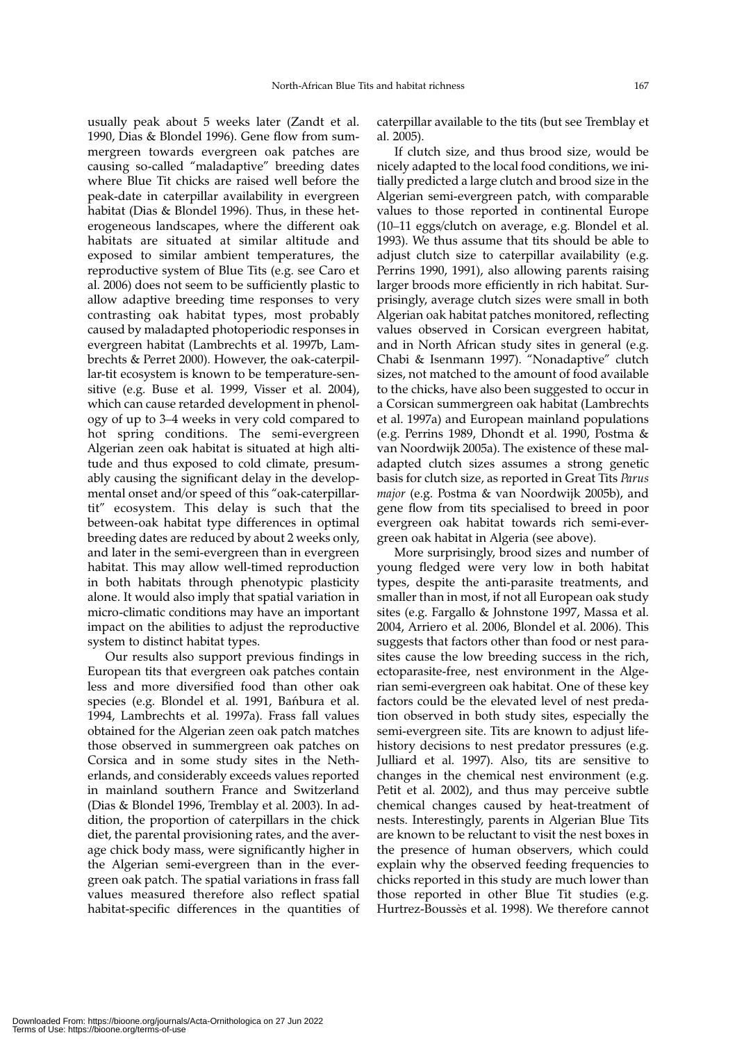usually peak about 5 weeks later (Zandt et al. 1990, Dias & Blondel 1996). Gene flow from summergreen towards evergreen oak patches are causing so-called "maladaptive" breeding dates where Blue Tit chicks are raised well before the peak-date in caterpillar availability in evergreen habitat (Dias & Blondel 1996). Thus, in these heterogeneous landscapes, where the different oak habitats are situated at similar altitude and exposed to similar ambient temperatures, the reproductive system of Blue Tits (e.g. see Caro et al. 2006) does not seem to be sufficiently plastic to allow adaptive breeding time responses to very contrasting oak habitat types, most probably caused by maladapted photoperiodic responses in evergreen habitat (Lambrechts et al. 1997b, Lambrechts & Perret 2000). However, the oak-caterpillar-tit ecosystem is known to be temperature-sensitive (e.g. Buse et al. 1999, Visser et al. 2004), which can cause retarded development in phenology of up to 3–4 weeks in very cold compared to hot spring conditions. The semi-evergreen Algerian zeen oak habitat is situated at high altitude and thus exposed to cold climate, presumably causing the significant delay in the developmental onset and/or speed of this "oak-caterpillar-tit" ecosystem. This delay is such that the between-oak habitat type differences in optimal breeding dates are reduced by about 2 weeks only, and later in the semi-evergreen than in evergreen habitat. This may allow well-timed reproduction in both habitats through phenotypic plasticity alone. It would also imply that spatial variation in micro-climatic conditions may have an important impact on the abilities to adjust the reproductive system to distinct habitat types.

Our results also support previous findings in European tits that evergreen oak patches contain less and more diversified food than other oak species (e.g. Blondel et al. 1991, Bańbura et al. 1994, Lambrechts et al. 1997a). Frass fall values obtained for the Algerian zeen oak patch matches those observed in summergreen oak patches on Corsica and in some study sites in the Netherlands, and considerably exceeds values reported in mainland southern France and Switzerland (Dias & Blondel 1996, Tremblay et al. 2003). In addition, the proportion of caterpillars in the chick diet, the parental provisioning rates, and the average chick body mass, were significantly higher in the Algerian semi-evergreen than in the evergreen oak patch. The spatial variations in frass fall values measured therefore also reflect spatial habitat-specific differences in the quantities of caterpillar available to the tits (but see Tremblay et al. 2005).

If clutch size, and thus brood size, would be nicely adapted to the local food conditions, we initially predicted a large clutch and brood size in the Algerian semi-evergreen patch, with comparable values to those reported in continental Europe (10–11 eggs/clutch on average, e.g. Blondel et al. 1993). We thus assume that tits should be able to adjust clutch size to caterpillar availability (e.g. Perrins 1990, 1991), also allowing parents raising larger broods more efficiently in rich habitat. Surprisingly, average clutch sizes were small in both Algerian oak habitat patches monitored, reflecting values observed in Corsican evergreen habitat, and in North African study sites in general (e.g. Chabi & Isenmann 1997). "Nonadaptive" clutch sizes, not matched to the amount of food available to the chicks, have also been suggested to occur in a Corsican summergreen oak habitat (Lambrechts et al. 1997a) and European mainland populations (e.g. Perrins 1989, Dhondt et al. 1990, Postma & van Noordwijk 2005a). The existence of these maladapted clutch sizes assumes a strong genetic basis for clutch size, as reported in Great Tits *Parus major* (e.g. Postma & van Noordwijk 2005b), and gene flow from tits specialised to breed in poor evergreen oak habitat towards rich semi-evergreen oak habitat in Algeria (see above).

More surprisingly, brood sizes and number of young fledged were very low in both habitat types, despite the anti-parasite treatments, and smaller than in most, if not all European oak study sites (e.g. Fargallo & Johnstone 1997, Massa et al. 2004, Arriero et al. 2006, Blondel et al. 2006). This suggests that factors other than food or nest parasites cause the low breeding success in the rich, ectoparasite-free, nest environment in the Algerian semi-evergreen oak habitat. One of these key factors could be the elevated level of nest predation observed in both study sites, especially the semi-evergreen site. Tits are known to adjust life-history decisions to nest predator pressures (e.g. Julliard et al. 1997). Also, tits are sensitive to changes in the chemical nest environment (e.g. Petit et al. 2002), and thus may perceive subtle chemical changes caused by heat-treatment of nests. Interestingly, parents in Algerian Blue Tits are known to be reluctant to visit the nest boxes in the presence of human observers, which could explain why the observed feeding frequencies to chicks reported in this study are much lower than those reported in other Blue Tit studies (e.g. Hurtrez-Boussès et al. 1998). We therefore cannot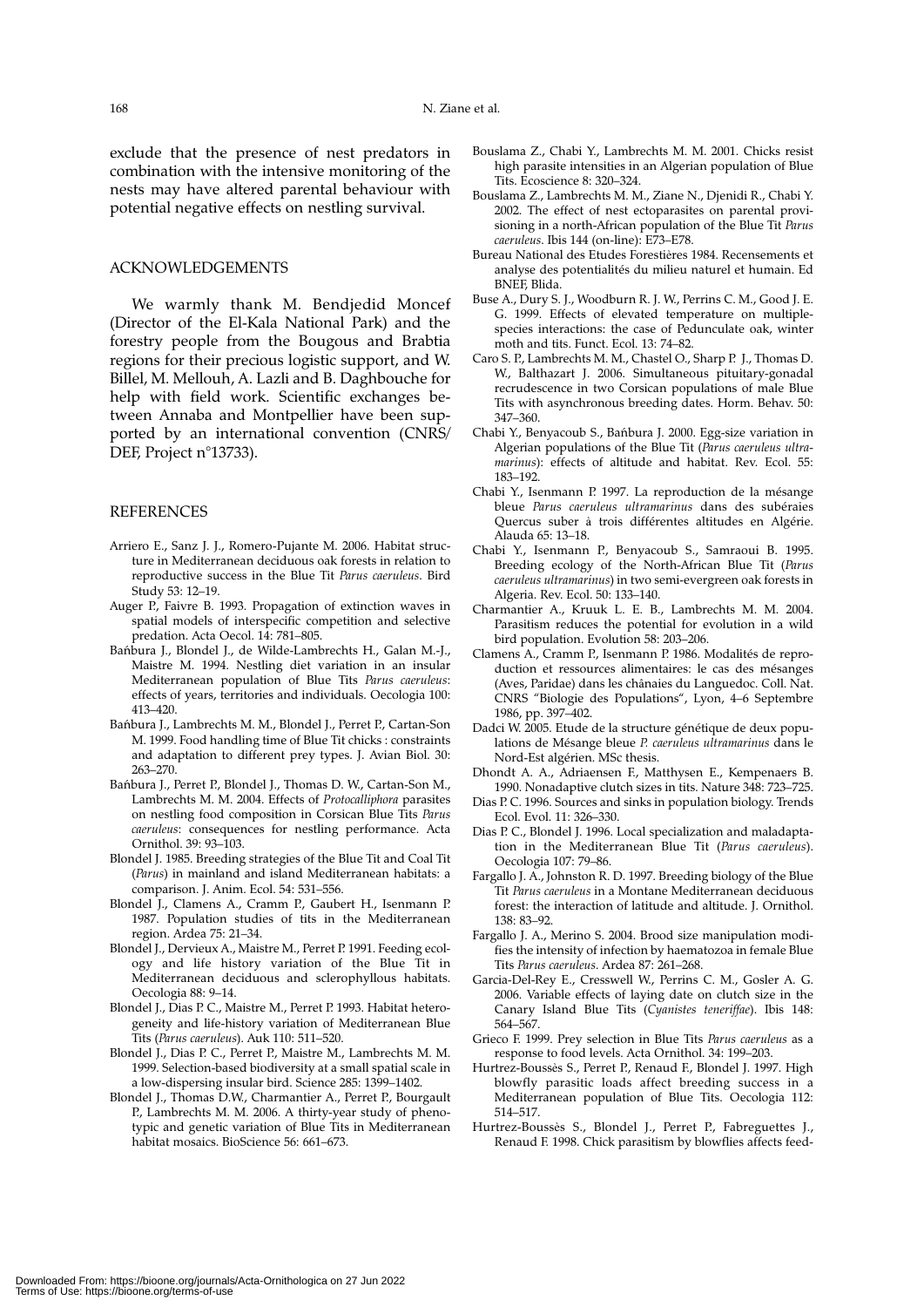exclude that the presence of nest predators in combination with the intensive monitoring of the nests may have altered parental behaviour with potential negative effects on nestling survival.

## ACKNOWLEDGEMENTS

We warmly thank M. Bendjedid Moncef (Director of the El-Kala National Park) and the forestry people from the Bougous and Brabtia regions for their precious logistic support, and W. Billel, M. Mellouh, A. Lazli and B. Daghbouche for help with field work. Scientific exchanges between Annaba and Montpellier have been supported by an international convention (CNRS/DEF, Project n°13733).

## REFERENCES

- Arriero E., Sanz J. J., Romero-Pujante M. 2006. Habitat structure in Mediterranean deciduous oak forests in relation to reproductive success in the Blue Tit *Parus caeruleus*. Bird Study 53: 12–19.
- Auger P., Faivre B. 1993. Propagation of extinction waves in spatial models of interspecific competition and selective predation. Acta Oecol. 14: 781–805.
- Bańbura J., Blondel J., de Wilde-Lambrechts H., Galan M.-J., Maistre M. 1994. Nestling diet variation in an insular Mediterranean population of Blue Tits *Parus caeruleus*: effects of years, territories and individuals. Oecologia 100: 413–420.
- Bańbura J., Lambrechts M. M., Blondel J., Perret P., Cartan-Son M. 1999. Food handling time of Blue Tit chicks : constraints and adaptation to different prey types. J. Avian Biol. 30: 263–270.
- Bańbura J., Perret P., Blondel J., Thomas D. W., Cartan-Son M., Lambrechts M. M. 2004. Effects of *Protocalliphora* parasites on nestling food composition in Corsican Blue Tits *Parus caeruleus*: consequences for nestling performance. Acta Ornithol. 39: 93–103.
- Blondel J. 1985. Breeding strategies of the Blue Tit and Coal Tit (*Parus*) in mainland and island Mediterranean habitats: a comparison. J. Anim. Ecol. 54: 531–556.
- Blondel J., Clamens A., Cramm P., Gaubert H., Isenmann P. 1987. Population studies of tits in the Mediterranean region. Ardea 75: 21–34.
- Blondel J., Dervieux A., Maistre M., Perret P. 1991. Feeding ecology and life history variation of the Blue Tit in Mediterranean deciduous and sclerophyllous habitats. Oecologia 88: 9–14.
- Blondel J., Dias P. C., Maistre M., Perret P. 1993. Habitat heterogeneity and life-history variation of Mediterranean Blue Tits (*Parus caeruleus*). Auk 110: 511–520.
- Blondel J., Dias P. C., Perret P., Maistre M., Lambrechts M. M. 1999. Selection-based biodiversity at a small spatial scale in a low-dispersing insular bird. Science 285: 1399–1402.
- Blondel J., Thomas D.W., Charmantier A., Perret P., Bourgault P., Lambrechts M. M. 2006. A thirty-year study of phenotypic and genetic variation of Blue Tits in Mediterranean habitat mosaics. BioScience 56: 661–673.
- Bouslama Z., Chabi Y., Lambrechts M. M. 2001. Chicks resist high parasite intensities in an Algerian population of Blue Tits. Ecoscience 8: 320–324.
- Bouslama Z., Lambrechts M. M., Ziane N., Djenidi R., Chabi Y. 2002. The effect of nest ectoparasites on parental provisioning in a north-African population of the Blue Tit *Parus caeruleus*. Ibis 144 (on-line): E73–E78.
- Bureau National des Etudes Forestières 1984. Recensements et analyse des potentialités du milieu naturel et humain. Ed BNEF, Blida.
- Buse A., Dury S. J., Woodburn R. J. W., Perrins C. M., Good J. E. G. 1999. Effects of elevated temperature on multiple-species interactions: the case of Pedunculate oak, winter moth and tits. Funct. Ecol. 13: 74–82.
- Caro S. P., Lambrechts M. M., Chastel O., Sharp P. J., Thomas D. W., Balthazart J. 2006. Simultaneous pituitary-gonadal recrudescence in two Corsican populations of male Blue Tits with asynchronous breeding dates. Horm. Behav. 50: 347–360.
- Chabi Y., Benyacoub S., Bańbura J. 2000. Egg-size variation in Algerian populations of the Blue Tit (*Parus caeruleus ultramarinus*): effects of altitude and habitat. Rev. Ecol. 55: 183–192.
- Chabi Y., Isenmann P. 1997. La reproduction de la mésange bleue *Parus caeruleus ultramarinus* dans des subéraies Quercus suber à trois différentes altitudes en Algérie. Alauda 65: 13–18.
- Chabi Y., Isenmann P., Benyacoub S., Samraoui B. 1995. Breeding ecology of the North-African Blue Tit (*Parus caeruleus ultramarinus*) in two semi-evergreen oak forests in Algeria. Rev. Ecol. 50: 133–140.
- Charmantier A., Kruuk L. E. B., Lambrechts M. M. 2004. Parasitism reduces the potential for evolution in a wild bird population. Evolution 58: 203–206.
- Clamens A., Cramm P., Isenmann P. 1986. Modalités de reproduction et ressources alimentaires: le cas des mésanges (Aves, Paridae) dans les chânaies du Languedoc. Coll. Nat. CNRS "Biologie des Populations", Lyon, 4–6 Septembre 1986, pp. 397–402.
- Dadci W. 2005. Etude de la structure génétique de deux populations de Mésange bleue *P. caeruleus ultramarinus* dans le Nord-Est algérien. MSc thesis.
- Dhondt A. A., Adriaensen F., Matthysen E., Kempenaers B. 1990. Nonadaptive clutch sizes in tits. Nature 348: 723–725.
- Dias P. C. 1996. Sources and sinks in population biology. Trends Ecol. Evol. 11: 326–330.
- Dias P. C., Blondel J. 1996. Local specialization and maladaptation in the Mediterranean Blue Tit (*Parus caeruleus*). Oecologia 107: 79–86.
- Fargallo J. A., Johnston R. D. 1997. Breeding biology of the Blue Tit *Parus caeruleus* in a Montane Mediterranean deciduous forest: the interaction of latitude and altitude. J. Ornithol. 138: 83–92.
- Fargallo J. A., Merino S. 2004. Brood size manipulation modifies the intensity of infection by haematozoa in female Blue Tits *Parus caeruleus*. Ardea 87: 261–268.
- Garcia-Del-Rey E., Cresswell W., Perrins C. M., Gosler A. G. 2006. Variable effects of laying date on clutch size in the Canary Island Blue Tits (*Cyanistes teneriffae*). Ibis 148: 564–567.
- Grieco F. 1999. Prey selection in Blue Tits *Parus caeruleus* as a response to food levels. Acta Ornithol. 34: 199–203.
- Hurtrez-Boussès S., Perret P., Renaud F., Blondel J. 1997. High blowfly parasitic loads affect breeding success in a Mediterranean population of Blue Tits. Oecologia 112: 514–517.
- Hurtrez-Boussès S., Blondel J., Perret P., Fabreguettes J., Renaud F. 1998. Chick parasitism by blowflies affects feed-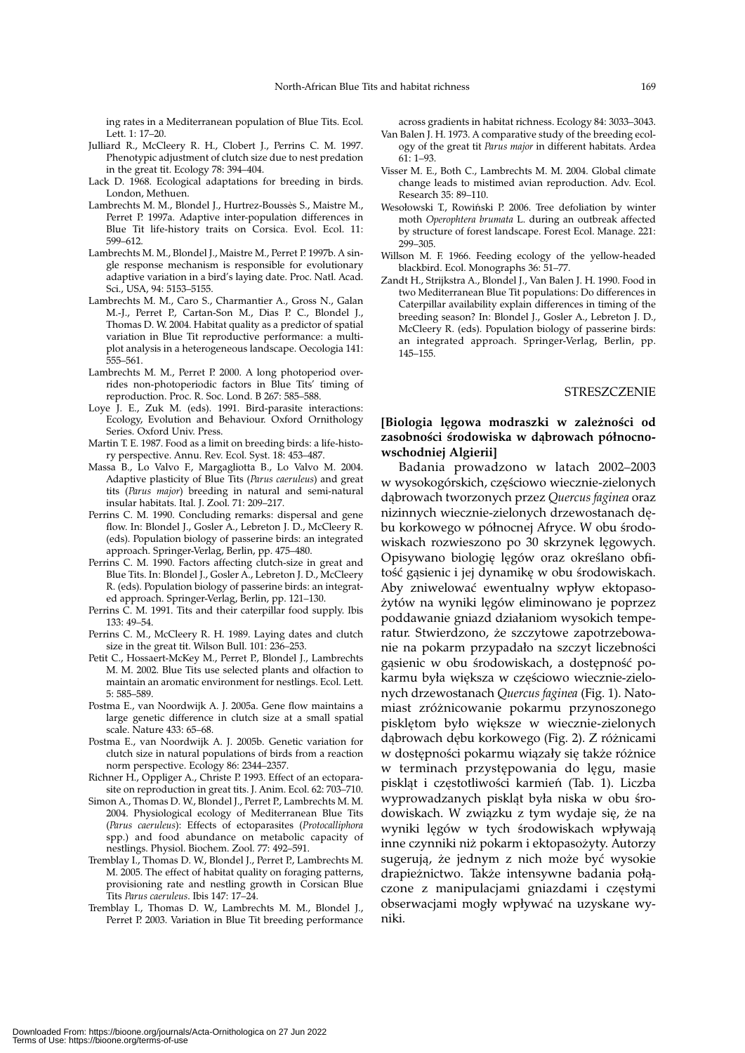ing rates in a Mediterranean population of Blue Tits. Ecol. Lett. 1: 17–20.

Julliard R., McCleery R. H., Clobert J., Perrins C. M. 1997. Phenotypic adjustment of clutch size due to nest predation in the great tit. Ecology 78: 394–404.

Lack D. 1968. Ecological adaptations for breeding in birds. London, Methuen.

Lambrechts M. M., Blondel J., Hurtrez-Boussès S., Maistre M., Perret P. 1997a. Adaptive inter-population differences in Blue Tit life-history traits on Corsica. Evol. Ecol. 11: 599–612.

Lambrechts M. M., Blondel J., Maistre M., Perret P. 1997b. A single response mechanism is responsible for evolutionary adaptive variation in a bird's laying date. Proc. Natl. Acad. Sci., USA, 94: 5153–5155.

Lambrechts M. M., Caro S., Charmantier A., Gross N., Galan M.-J., Perret P., Cartan-Son M., Dias P. C., Blondel J., Thomas D. W. 2004. Habitat quality as a predictor of spatial variation in Blue Tit reproductive performance: a multi-plot analysis in a heterogeneous landscape. Oecologia 141: 555–561.

Lambrechts M. M., Perret P. 2000. A long photoperiod overrides non-photoperiodic factors in Blue Tits' timing of reproduction. Proc. R. Soc. Lond. B 267: 585–588.

Loye J. E., Zuk M. (eds). 1991. Bird-parasite interactions: Ecology, Evolution and Behaviour. Oxford Ornithology Series. Oxford Univ. Press.

Martin T. E. 1987. Food as a limit on breeding birds: a life-history perspective. Annu. Rev. Ecol. Syst. 18: 453–487.

Massa B., Lo Valvo F., Margagliotta B., Lo Valvo M. 2004. Adaptive plasticity of Blue Tits (*Parus caeruleus*) and great tits (*Parus major*) breeding in natural and semi-natural insular habitats. Ital. J. Zool. 71: 209–217.

Perrins C. M. 1990. Concluding remarks: dispersal and gene flow. In: Blondel J., Gosler A., Lebreton J. D., McCleery R. (eds). Population biology of passerine birds: an integrated approach. Springer-Verlag, Berlin, pp. 475–480.

Perrins C. M. 1990. Factors affecting clutch-size in great and Blue Tits. In: Blondel J., Gosler A., Lebreton J. D., McCleery R. (eds). Population biology of passerine birds: an integrated approach. Springer-Verlag, Berlin, pp. 121–130.

Perrins C. M. 1991. Tits and their caterpillar food supply. Ibis 133: 49–54.

Perrins C. M., McCleery R. H. 1989. Laying dates and clutch size in the great tit. Wilson Bull. 101: 236–253.

Petit C., Hossaert-McKey M., Perret P., Blondel J., Lambrechts M. M. 2002. Blue Tits use selected plants and olfaction to maintain an aromatic environment for nestlings. Ecol. Lett. 5: 585–589.

Postma E., van Noordwijk A. J. 2005a. Gene flow maintains a large genetic difference in clutch size at a small spatial scale. Nature 433: 65–68.

Postma E., van Noordwijk A. J. 2005b. Genetic variation for clutch size in natural populations of birds from a reaction norm perspective. Ecology 86: 2344–2357.

Richner H., Oppliger A., Christe P. 1993. Effect of an ectoparasite on reproduction in great tits. J. Anim. Ecol. 62: 703–710.

Simon A., Thomas D. W., Blondel J., Perret P., Lambrechts M. M. 2004. Physiological ecology of Mediterranean Blue Tits (*Parus caeruleus*): Effects of ectoparasites (*Protocalliphora* spp.) and food abundance on metabolic capacity of nestlings. Physiol. Biochem. Zool. 77: 492–591.

Tremblay I., Thomas D. W., Blondel J., Perret P., Lambrechts M. M. 2005. The effect of habitat quality on foraging patterns, provisioning rate and nestling growth in Corsican Blue Tits *Parus caeruleus*. Ibis 147: 17–24.

Tremblay I., Thomas D. W., Lambrechts M. M., Blondel J., Perret P. 2003. Variation in Blue Tit breeding performance across gradients in habitat richness. Ecology 84: 3033–3043.

Van Balen J. H. 1973. A comparative study of the breeding ecology of the great tit *Parus major* in different habitats. Ardea 61: 1–93.

Visser M. E., Both C., Lambrechts M. M. 2004. Global climate change leads to mistimed avian reproduction. Adv. Ecol. Research 35: 89–110.

Wesołowski T., Rowiński P. 2006. Tree defoliation by winter moth *Operophtera brumata* L. during an outbreak affected by structure of forest landscape. Forest Ecol. Manage. 221: 299–305.

Willson M. F. 1966. Feeding ecology of the yellow-headed blackbird. Ecol. Monographs 36: 51–77.

Zandt H., Strijkstra A., Blondel J., Van Balen J. H. 1990. Food in two Mediterranean Blue Tit populations: Do differences in Caterpillar availability explain differences in timing of the breeding season? In: Blondel J., Gosler A., Lebreton J. D., McCleery R. (eds). Population biology of passerine birds: an integrated approach. Springer-Verlag, Berlin, pp. 145–155.

## STRESZCZENIE

**[Biologia lęgowa modraszki w zależności od zasobności środowiska w dąbrowach północno-wschodniej Algierii]**

Badania prowadzono w latach 2002–2003 w wysokogórskich, częściowo wiecznie-zielonych dąbrowach tworzonych przez *Quercus faginea* oraz nizinnych wiecznie-zielonych drzewostanach dębu korkowego w północnej Afryce. W obu środowiskach rozwieszono po 30 skrzynek lęgowych. Opisywano biologię lęgów oraz określano obfitość gąsienic i jej dynamikę w obu środowiskach. Aby zniwelować ewentualny wpływ ektopasożytów na wyniki lęgów eliminowano je poprzez poddawanie gniazd działaniom wysokich temperatur. Stwierdzono, że szczytowe zapotrzebowanie na pokarm przypadało na szczyt liczebności gąsienic w obu środowiskach, a dostępność pokarmu była większa w częściowo wiecznie-zielonych drzewostanach *Quercus faginea* (Fig. 1). Natomiast zróżnicowanie pokarmu przynoszonego pisklętom było większe w wiecznie-zielonych dąbrowach dębu korkowego (Fig. 2). Z różnicami w dostępności pokarmu wiązały się także różnice w terminach przystępowania do lęgu, masie piskląt i częstotliwości karmień (Tab. 1). Liczba wyprowadzanych piskląt była niska w obu środowiskach. W związku z tym wydaje się, że na wyniki lęgów w tych środowiskach wpływają inne czynniki niż pokarm i ektopasożyty. Autorzy sugerują, że jednym z nich może być wysokie drapieżnictwo. Także intensywne badania połączone z manipulacjami gniazdami i częstymi obserwacjami mogły wpływać na uzyskane wyniki.